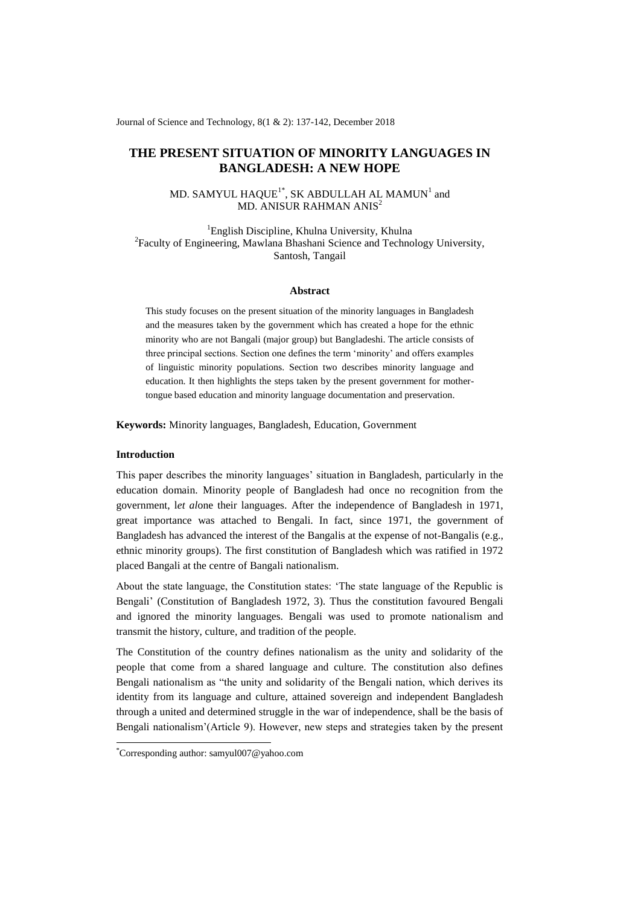# THE PRESENT SITUATION OF MINORITY LANGUAGES IN BANGLADESH: A NEW HOPE

MD. SAMYUL HAQUE[1*], SK ABDULLAH AL MAMUN[1] and MD. ANISUR RAHMAN ANIS[2]

[1]English Discipline, Khulna University, Khulna
[2]Faculty of Engineering, Mawlana Bhashani Science and Technology University, Santosh, Tangail

### Abstract

This study focuses on the present situation of the minority languages in Bangladesh and the measures taken by the government which has created a hope for the ethnic minority who are not Bangali (major group) but Bangladeshi. The article consists of three principal sections. Section one defines the term 'minority' and offers examples of linguistic minority populations. Section two describes minority language and education. It then highlights the steps taken by the present government for mother-tongue based education and minority language documentation and preservation.

**Keywords:** Minority languages, Bangladesh, Education, Government

### Introduction

This paper describes the minority languages' situation in Bangladesh, particularly in the education domain. Minority people of Bangladesh had once no recognition from the government, l*et al*one their languages. After the independence of Bangladesh in 1971, great importance was attached to Bengali. In fact, since 1971, the government of Bangladesh has advanced the interest of the Bangalis at the expense of not-Bangalis (e.g., ethnic minority groups). The first constitution of Bangladesh which was ratified in 1972 placed Bangali at the centre of Bangali nationalism.

About the state language, the Constitution states: 'The state language of the Republic is Bengali' (Constitution of Bangladesh 1972, 3). Thus the constitution favoured Bengali and ignored the minority languages. Bengali was used to promote nationalism and transmit the history, culture, and tradition of the people.

The Constitution of the country defines nationalism as the unity and solidarity of the people that come from a shared language and culture. The constitution also defines Bengali nationalism as "the unity and solidarity of the Bengali nation, which derives its identity from its language and culture, attained sovereign and independent Bangladesh through a united and determined struggle in the war of independence, shall be the basis of Bengali nationalism'(Article 9). However, new steps and strategies taken by the present

*Corresponding author: samyul007@yahoo.com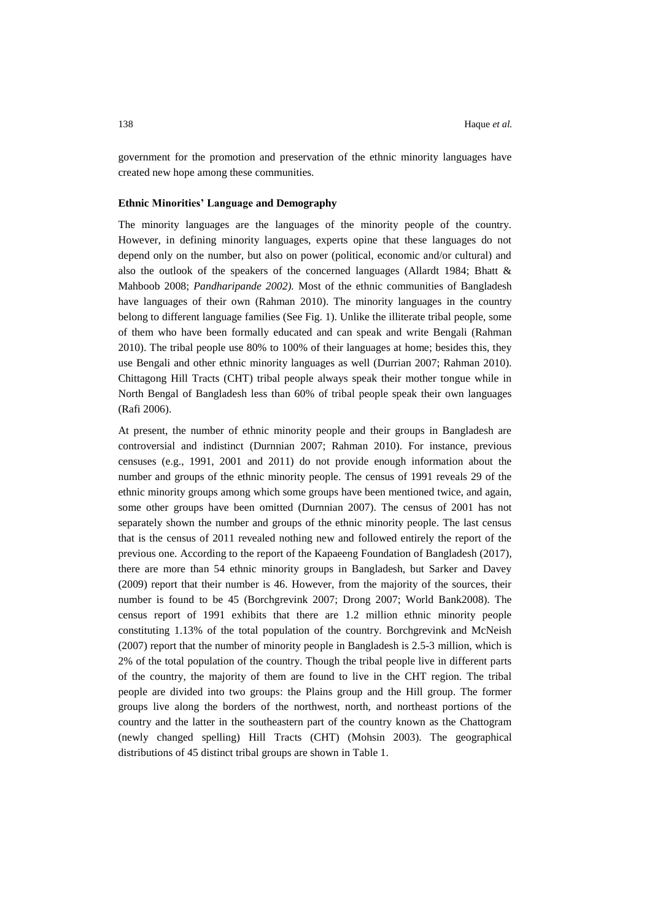government for the promotion and preservation of the ethnic minority languages have created new hope among these communities.

### Ethnic Minorities' Language and Demography

The minority languages are the languages of the minority people of the country. However, in defining minority languages, experts opine that these languages do not depend only on the number, but also on power (political, economic and/or cultural) and also the outlook of the speakers of the concerned languages (Allardt 1984; Bhatt & Mahboob 2008; *Pandharipande 2002).* Most of the ethnic communities of Bangladesh have languages of their own (Rahman 2010). The minority languages in the country belong to different language families (See Fig. 1). Unlike the illiterate tribal people, some of them who have been formally educated and can speak and write Bengali (Rahman 2010). The tribal people use 80% to 100% of their languages at home; besides this, they use Bengali and other ethnic minority languages as well (Durrian 2007; Rahman 2010). Chittagong Hill Tracts (CHT) tribal people always speak their mother tongue while in North Bengal of Bangladesh less than 60% of tribal people speak their own languages (Rafi 2006).

At present, the number of ethnic minority people and their groups in Bangladesh are controversial and indistinct (Durnnian 2007; Rahman 2010). For instance, previous censuses (e.g., 1991, 2001 and 2011) do not provide enough information about the number and groups of the ethnic minority people. The census of 1991 reveals 29 of the ethnic minority groups among which some groups have been mentioned twice, and again, some other groups have been omitted (Durnnian 2007). The census of 2001 has not separately shown the number and groups of the ethnic minority people. The last census that is the census of 2011 revealed nothing new and followed entirely the report of the previous one. According to the report of the Kapaeeng Foundation of Bangladesh (2017), there are more than 54 ethnic minority groups in Bangladesh, but Sarker and Davey (2009) report that their number is 46. However, from the majority of the sources, their number is found to be 45 (Borchgrevink 2007; Drong 2007; World Bank2008). The census report of 1991 exhibits that there are 1.2 million ethnic minority people constituting 1.13% of the total population of the country. Borchgrevink and McNeish (2007) report that the number of minority people in Bangladesh is 2.5-3 million, which is 2% of the total population of the country. Though the tribal people live in different parts of the country, the majority of them are found to live in the CHT region. The tribal people are divided into two groups: the Plains group and the Hill group. The former groups live along the borders of the northwest, north, and northeast portions of the country and the latter in the southeastern part of the country known as the Chattogram (newly changed spelling) Hill Tracts (CHT) (Mohsin 2003). The geographical distributions of 45 distinct tribal groups are shown in Table 1.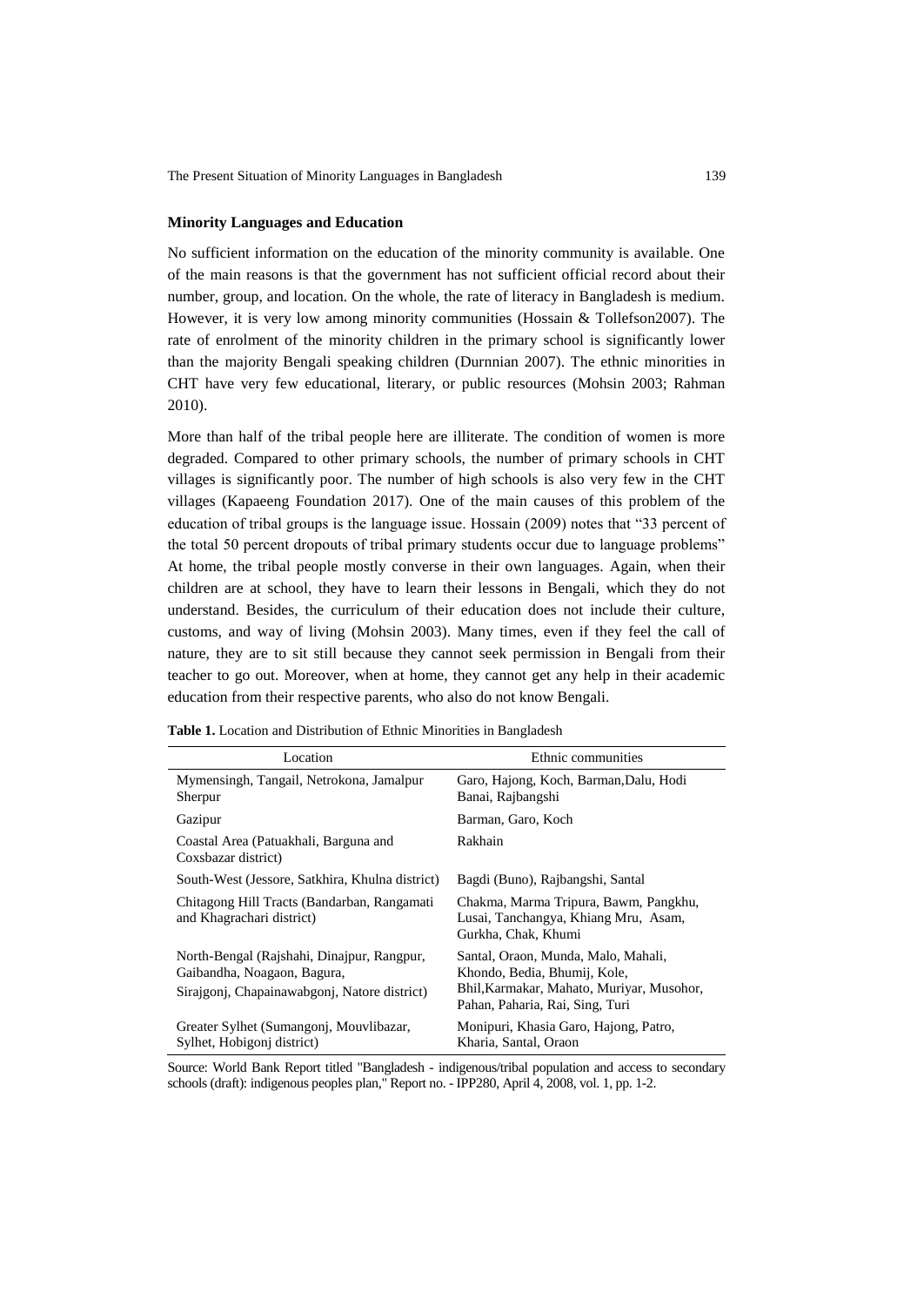## Minority Languages and Education

No sufficient information on the education of the minority community is available. One of the main reasons is that the government has not sufficient official record about their number, group, and location. On the whole, the rate of literacy in Bangladesh is medium. However, it is very low among minority communities (Hossain & Tollefson2007). The rate of enrolment of the minority children in the primary school is significantly lower than the majority Bengali speaking children (Durnnian 2007). The ethnic minorities in CHT have very few educational, literary, or public resources (Mohsin 2003; Rahman 2010).

More than half of the tribal people here are illiterate. The condition of women is more degraded. Compared to other primary schools, the number of primary schools in CHT villages is significantly poor. The number of high schools is also very few in the CHT villages (Kapaeeng Foundation 2017). One of the main causes of this problem of the education of tribal groups is the language issue. Hossain (2009) notes that "33 percent of the total 50 percent dropouts of tribal primary students occur due to language problems" At home, the tribal people mostly converse in their own languages. Again, when their children are at school, they have to learn their lessons in Bengali, which they do not understand. Besides, the curriculum of their education does not include their culture, customs, and way of living (Mohsin 2003). Many times, even if they feel the call of nature, they are to sit still because they cannot seek permission in Bengali from their teacher to go out. Moreover, when at home, they cannot get any help in their academic education from their respective parents, who also do not know Bengali.

**Table 1.** Location and Distribution of Ethnic Minorities in Bangladesh

| Location | Ethnic communities |
|---|---|
| Mymensingh, Tangail, Netrokona, Jamalpur Sherpur | Garo, Hajong, Koch, Barman,Dalu, Hodi Banai, Rajbangshi |
| Gazipur | Barman, Garo, Koch |
| Coastal Area (Patuakhali, Barguna and Coxsbazar district) | Rakhain |
| South-West (Jessore, Satkhira, Khulna district) | Bagdi (Buno), Rajbangshi, Santal |
| Chitagong Hill Tracts (Bandarban, Rangamati and Khagrachari district) | Chakma, Marma Tripura, Bawm, Pangkhu, Lusai, Tanchangya, Khiang Mru, Asam, Gurkha, Chak, Khumi |
| North-Bengal (Rajshahi, Dinajpur, Rangpur, Gaibandha, Noagaon, Bagura, Sirajgonj, Chapainawabgonj, Natore district) | Santal, Oraon, Munda, Malo, Mahali, Khondo, Bedia, Bhumij, Kole, Bhil,Karmakar, Mahato, Muriyar, Musohor, Pahan, Paharia, Rai, Sing, Turi |
| Greater Sylhet (Sumangonj, Mouvlibazar, Sylhet, Hobigonj district) | Monipuri, Khasia Garo, Hajong, Patro, Kharia, Santal, Oraon |

Source: World Bank Report titled "Bangladesh - indigenous/tribal population and access to secondary schools (draft): indigenous peoples plan," Report no. - IPP280, April 4, 2008, vol. 1, pp. 1-2.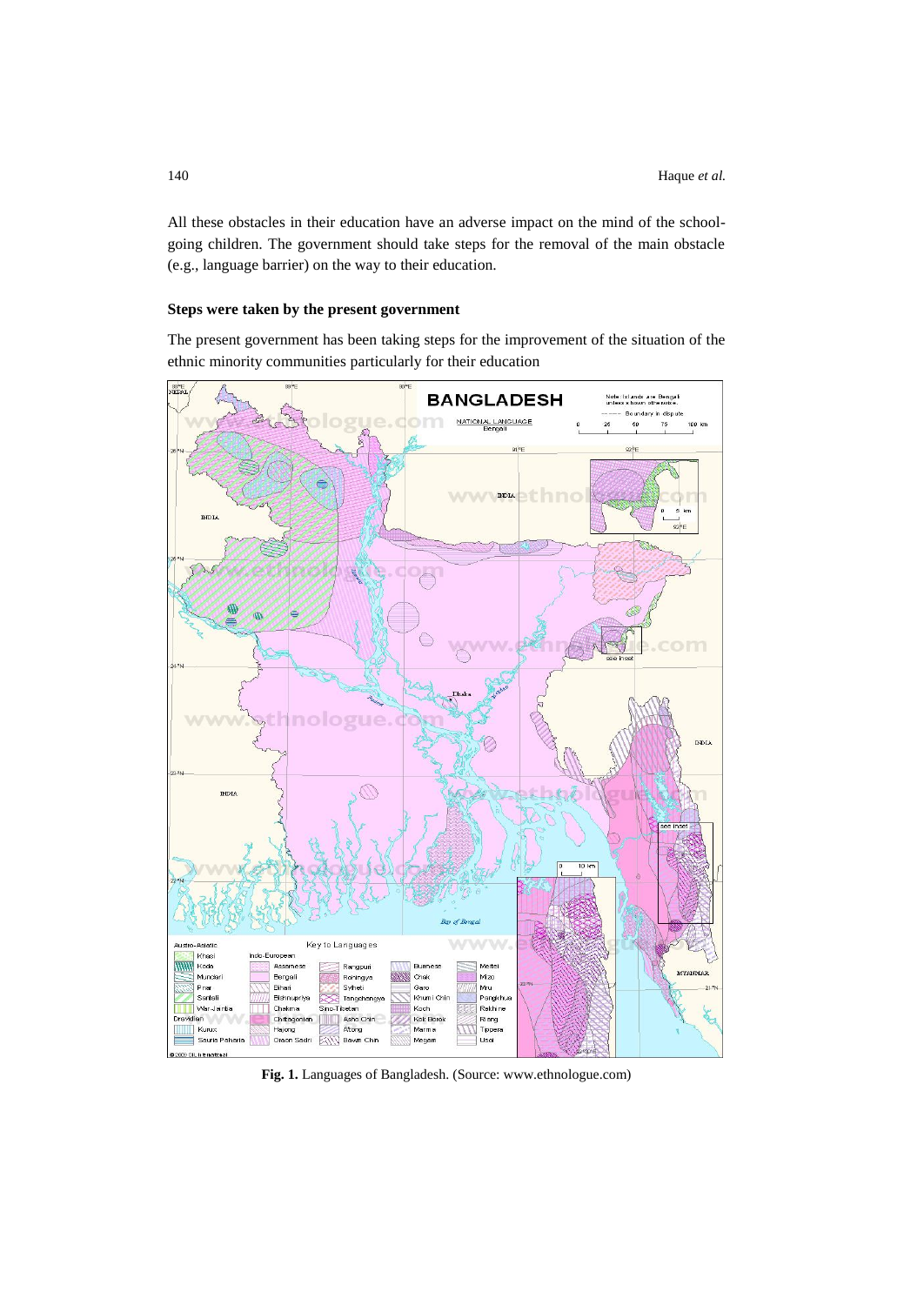All these obstacles in their education have an adverse impact on the mind of the school-going children. The government should take steps for the removal of the main obstacle (e.g., language barrier) on the way to their education.

**Steps were taken by the present government**

The present government has been taking steps for the improvement of the situation of the ethnic minority communities particularly for their education

**Fig. 1.** Languages of Bangladesh. (Source: www.ethnologue.com)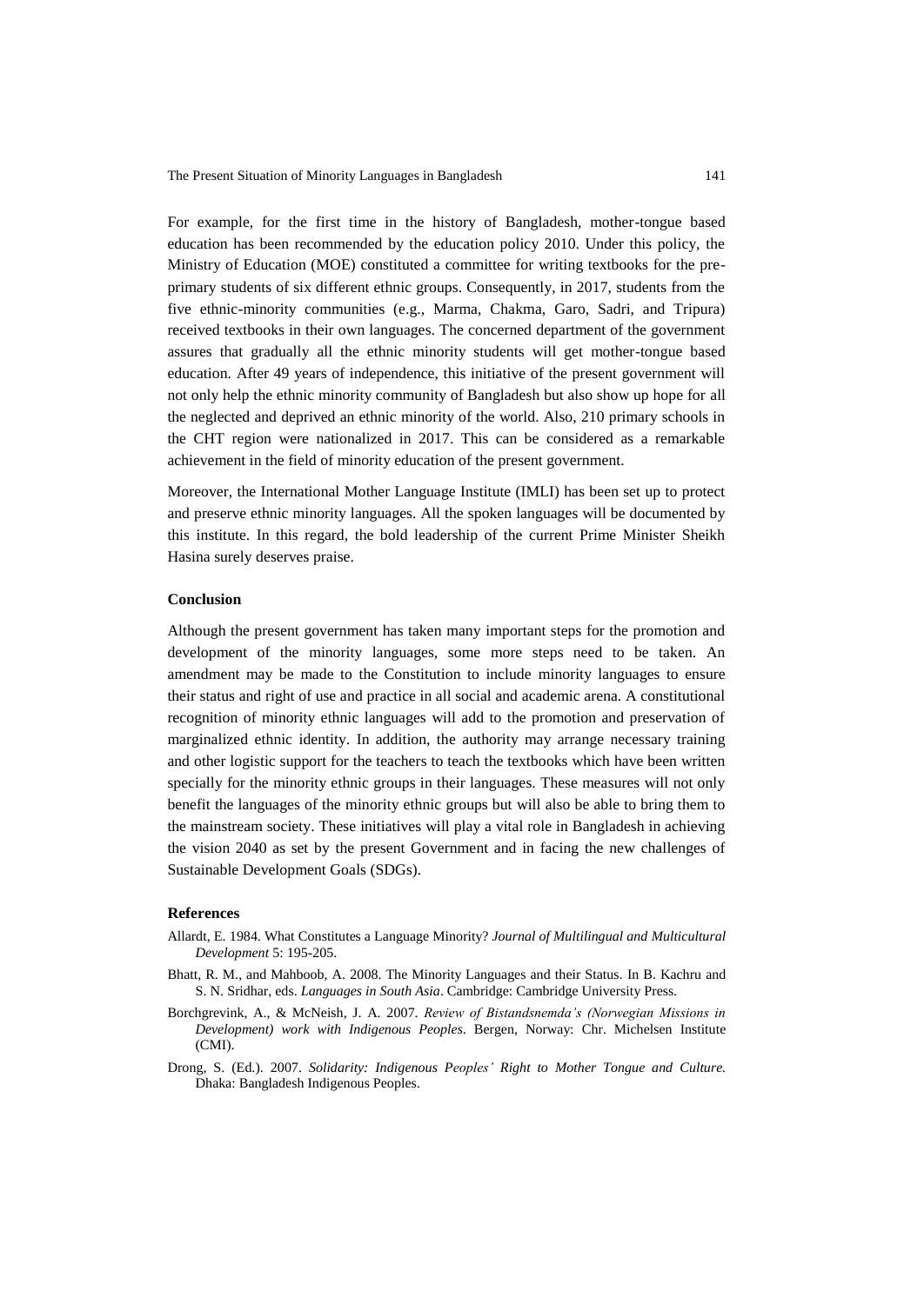For example, for the first time in the history of Bangladesh, mother-tongue based education has been recommended by the education policy 2010. Under this policy, the Ministry of Education (MOE) constituted a committee for writing textbooks for the pre-primary students of six different ethnic groups. Consequently, in 2017, students from the five ethnic-minority communities (e.g., Marma, Chakma, Garo, Sadri, and Tripura) received textbooks in their own languages. The concerned department of the government assures that gradually all the ethnic minority students will get mother-tongue based education. After 49 years of independence, this initiative of the present government will not only help the ethnic minority community of Bangladesh but also show up hope for all the neglected and deprived an ethnic minority of the world. Also, 210 primary schools in the CHT region were nationalized in 2017. This can be considered as a remarkable achievement in the field of minority education of the present government.

Moreover, the International Mother Language Institute (IMLI) has been set up to protect and preserve ethnic minority languages. All the spoken languages will be documented by this institute. In this regard, the bold leadership of the current Prime Minister Sheikh Hasina surely deserves praise.

### Conclusion

Although the present government has taken many important steps for the promotion and development of the minority languages, some more steps need to be taken. An amendment may be made to the Constitution to include minority languages to ensure their status and right of use and practice in all social and academic arena. A constitutional recognition of minority ethnic languages will add to the promotion and preservation of marginalized ethnic identity. In addition, the authority may arrange necessary training and other logistic support for the teachers to teach the textbooks which have been written specially for the minority ethnic groups in their languages. These measures will not only benefit the languages of the minority ethnic groups but will also be able to bring them to the mainstream society. These initiatives will play a vital role in Bangladesh in achieving the vision 2040 as set by the present Government and in facing the new challenges of Sustainable Development Goals (SDGs).

### References

Allardt, E. 1984. What Constitutes a Language Minority? *Journal of Multilingual and Multicultural Development* 5: 195-205.

Bhatt, R. M., and Mahboob, A. 2008. The Minority Languages and their Status. In B. Kachru and S. N. Sridhar, eds. *Languages in South Asia*. Cambridge: Cambridge University Press.

Borchgrevink, A., & McNeish, J. A. 2007. *Review of Bistandsnemda's (Norwegian Missions in Development) work with Indigenous Peoples*. Bergen, Norway: Chr. Michelsen Institute (CMI).

Drong, S. (Ed.). 2007. *Solidarity: Indigenous Peoples' Right to Mother Tongue and Culture.* Dhaka: Bangladesh Indigenous Peoples.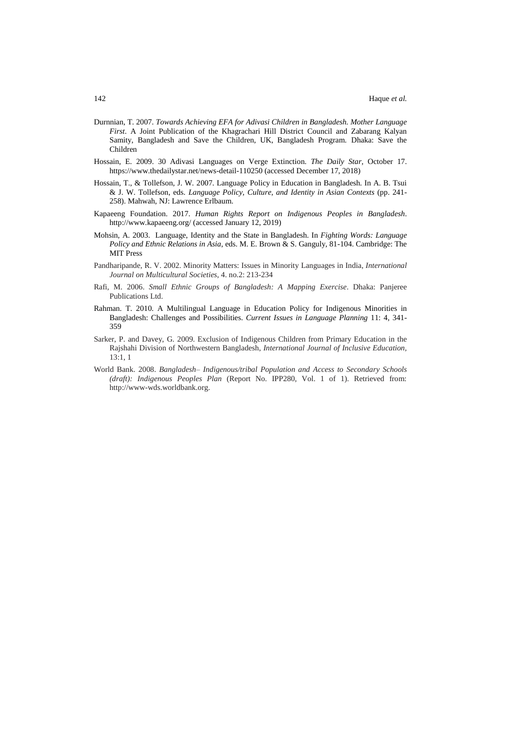Durnnian, T. 2007. *Towards Achieving EFA for Adivasi Children in Bangladesh. Mother Language First*. A Joint Publication of the Khagrachari Hill District Council and Zabarang Kalyan Samity, Bangladesh and Save the Children, UK, Bangladesh Program. Dhaka: Save the Children

Hossain, E. 2009. 30 Adivasi Languages on Verge Extinction. *The Daily Star*, October 17. https://www.thedailystar.net/news-detail-110250 (accessed December 17, 2018)

Hossain, T., & Tollefson, J. W. 2007. Language Policy in Education in Bangladesh. In A. B. Tsui & J. W. Tollefson, eds. *Language Policy, Culture, and Identity in Asian Contexts* (pp. 241-258). Mahwah, NJ: Lawrence Erlbaum.

Kapaeeng Foundation. 2017. *Human Rights Report on Indigenous Peoples in Bangladesh*. http://www.kapaeeng.org/ (accessed January 12, 2019)

Mohsin, A. 2003. Language, Identity and the State in Bangladesh. In *Fighting Words: Language Policy and Ethnic Relations in Asia*, eds. M. E. Brown & S. Ganguly, 81-104. Cambridge: The MIT Press

Pandharipande, R. V. 2002. Minority Matters: Issues in Minority Languages in India, *International Journal on Multicultural Societies*, 4. no.2: 213-234

Rafi, M. 2006. *Small Ethnic Groups of Bangladesh: A Mapping Exercise*. Dhaka: Panjeree Publications Ltd.

Rahman. T. 2010. A Multilingual Language in Education Policy for Indigenous Minorities in Bangladesh: Challenges and Possibilities. *Current Issues in Language Planning* 11: 4, 341-359

Sarker, P. and Davey, G. 2009. Exclusion of Indigenous Children from Primary Education in the Rajshahi Division of Northwestern Bangladesh, *International Journal of Inclusive Education*, 13:1, 1

World Bank. 2008. *Bangladesh– Indigenous/tribal Population and Access to Secondary Schools (draft): Indigenous Peoples Plan* (Report No. IPP280, Vol. 1 of 1). Retrieved from: http://www-wds.worldbank.org.